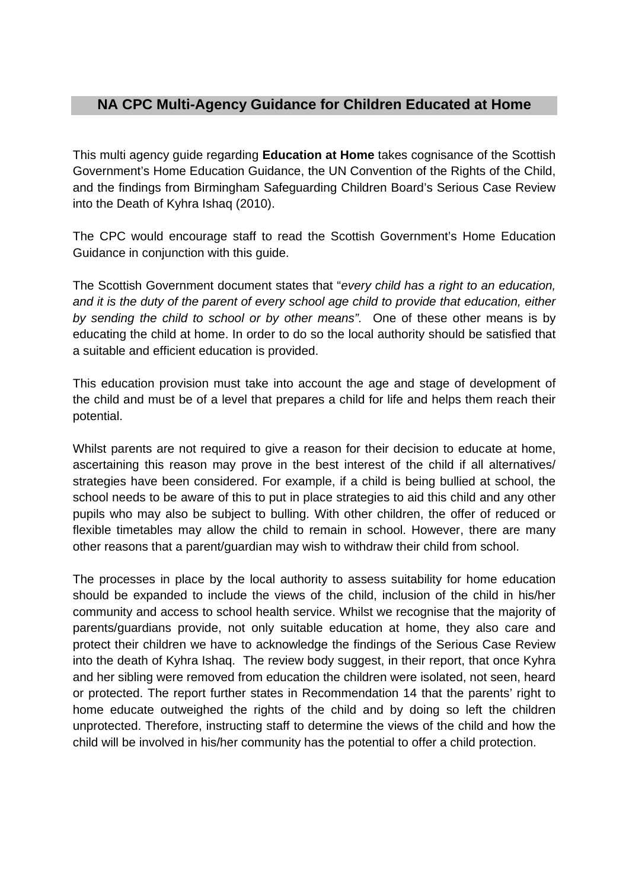# NA CPC Multi-Agency Guidance for Children Educated at Home

This multi agency guide regarding **Education at Home** takes cognisance of the Scottish Government's Home Education Guidance, the UN Convention of the Rights of the Child, and the findings from Birmingham Safeguarding Children Board's Serious Case Review into the Death of Kyhra Ishaq (2010).

The CPC would encourage staff to read the Scottish Government's Home Education Guidance in conjunction with this guide.

The Scottish Government document states that "*every child has a right to an education, and it is the duty of the parent of every school age child to provide that education, either by sending the child to school or by other means"*. One of these other means is by educating the child at home. In order to do so the local authority should be satisfied that a suitable and efficient education is provided.

This education provision must take into account the age and stage of development of the child and must be of a level that prepares a child for life and helps them reach their potential.

Whilst parents are not required to give a reason for their decision to educate at home, ascertaining this reason may prove in the best interest of the child if all alternatives/ strategies have been considered. For example, if a child is being bullied at school, the school needs to be aware of this to put in place strategies to aid this child and any other pupils who may also be subject to bulling. With other children, the offer of reduced or flexible timetables may allow the child to remain in school. However, there are many other reasons that a parent/guardian may wish to withdraw their child from school.

The processes in place by the local authority to assess suitability for home education should be expanded to include the views of the child, inclusion of the child in his/her community and access to school health service. Whilst we recognise that the majority of parents/guardians provide, not only suitable education at home, they also care and protect their children we have to acknowledge the findings of the Serious Case Review into the death of Kyhra Ishaq. The review body suggest, in their report, that once Kyhra and her sibling were removed from education the children were isolated, not seen, heard or protected. The report further states in Recommendation 14 that the parents' right to home educate outweighed the rights of the child and by doing so left the children unprotected. Therefore, instructing staff to determine the views of the child and how the child will be involved in his/her community has the potential to offer a child protection.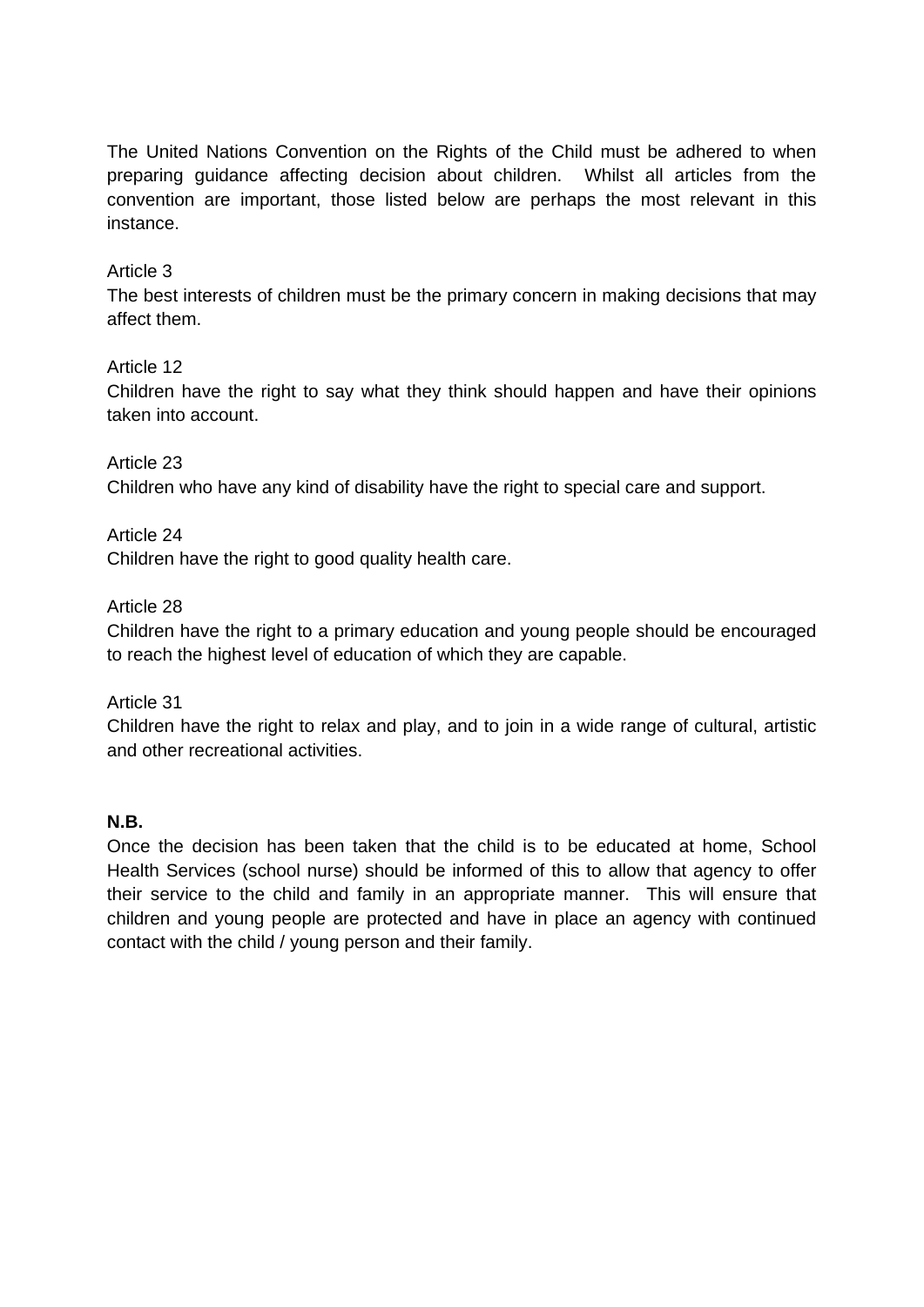The United Nations Convention on the Rights of the Child must be adhered to when preparing guidance affecting decision about children. Whilst all articles from the convention are important, those listed below are perhaps the most relevant in this instance.

Article 3
The best interests of children must be the primary concern in making decisions that may affect them.

Article 12
Children have the right to say what they think should happen and have their opinions taken into account.

Article 23
Children who have any kind of disability have the right to special care and support.

Article 24
Children have the right to good quality health care.

Article 28
Children have the right to a primary education and young people should be encouraged to reach the highest level of education of which they are capable.

Article 31
Children have the right to relax and play, and to join in a wide range of cultural, artistic and other recreational activities.

**N.B.**
Once the decision has been taken that the child is to be educated at home, School Health Services (school nurse) should be informed of this to allow that agency to offer their service to the child and family in an appropriate manner. This will ensure that children and young people are protected and have in place an agency with continued contact with the child / young person and their family.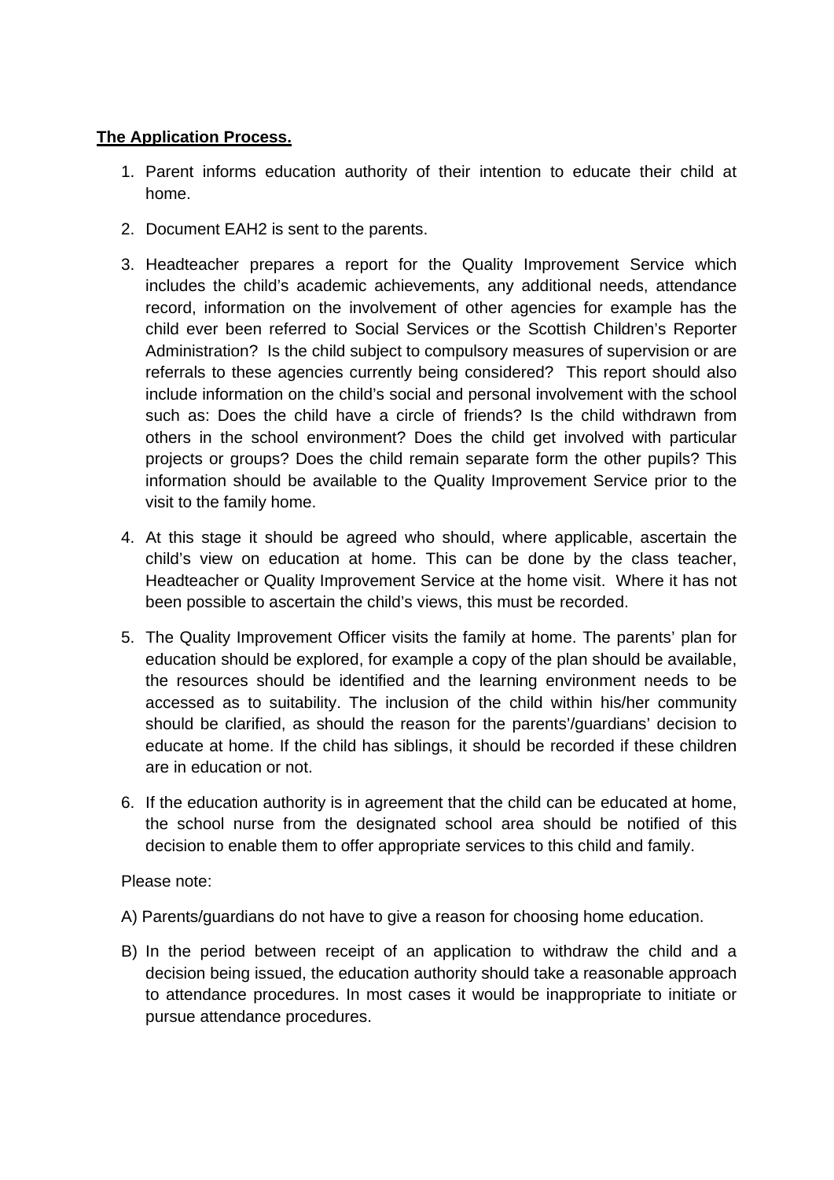**The Application Process.**

1. Parent informs education authority of their intention to educate their child at home.

2. Document EAH2 is sent to the parents.

3. Headteacher prepares a report for the Quality Improvement Service which includes the child's academic achievements, any additional needs, attendance record, information on the involvement of other agencies for example has the child ever been referred to Social Services or the Scottish Children's Reporter Administration? Is the child subject to compulsory measures of supervision or are referrals to these agencies currently being considered? This report should also include information on the child's social and personal involvement with the school such as: Does the child have a circle of friends? Is the child withdrawn from others in the school environment? Does the child get involved with particular projects or groups? Does the child remain separate form the other pupils? This information should be available to the Quality Improvement Service prior to the visit to the family home.

4. At this stage it should be agreed who should, where applicable, ascertain the child's view on education at home. This can be done by the class teacher, Headteacher or Quality Improvement Service at the home visit. Where it has not been possible to ascertain the child's views, this must be recorded.

5. The Quality Improvement Officer visits the family at home. The parents' plan for education should be explored, for example a copy of the plan should be available, the resources should be identified and the learning environment needs to be accessed as to suitability. The inclusion of the child within his/her community should be clarified, as should the reason for the parents'/guardians' decision to educate at home. If the child has siblings, it should be recorded if these children are in education or not.

6. If the education authority is in agreement that the child can be educated at home, the school nurse from the designated school area should be notified of this decision to enable them to offer appropriate services to this child and family.

Please note:

A) Parents/guardians do not have to give a reason for choosing home education.

B) In the period between receipt of an application to withdraw the child and a decision being issued, the education authority should take a reasonable approach to attendance procedures. In most cases it would be inappropriate to initiate or pursue attendance procedures.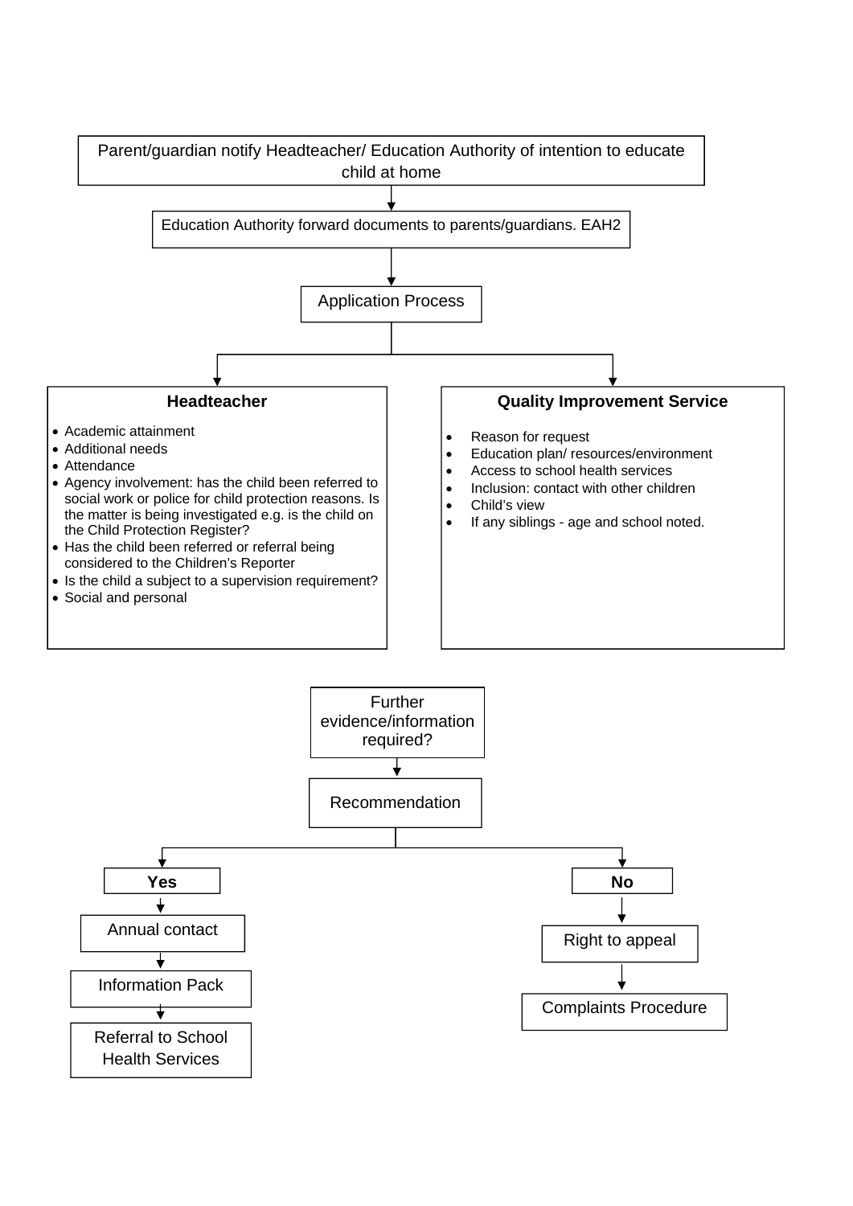Parent/guardian notify Headteacher/ Education Authority of intention to educate child at home

Education Authority forward documents to parents/guardians. EAH2

Application Process

**Headteacher**

- Academic attainment
- Additional needs
- Attendance
- Agency involvement: has the child been referred to social work or police for child protection reasons. Is the matter is being investigated e.g. is the child on the Child Protection Register?
- Has the child been referred or referral being considered to the Children's Reporter
- Is the child a subject to a supervision requirement?
- Social and personal

**Quality Improvement Service**

- Reason for request
- Education plan/ resources/environment
- Access to school health services
- Inclusion: contact with other children
- Child's view
- If any siblings - age and school noted.

Further evidence/information required?

Recommendation

**Yes**

Annual contact

Information Pack

Referral to School Health Services

**No**

Right to appeal

Complaints Procedure